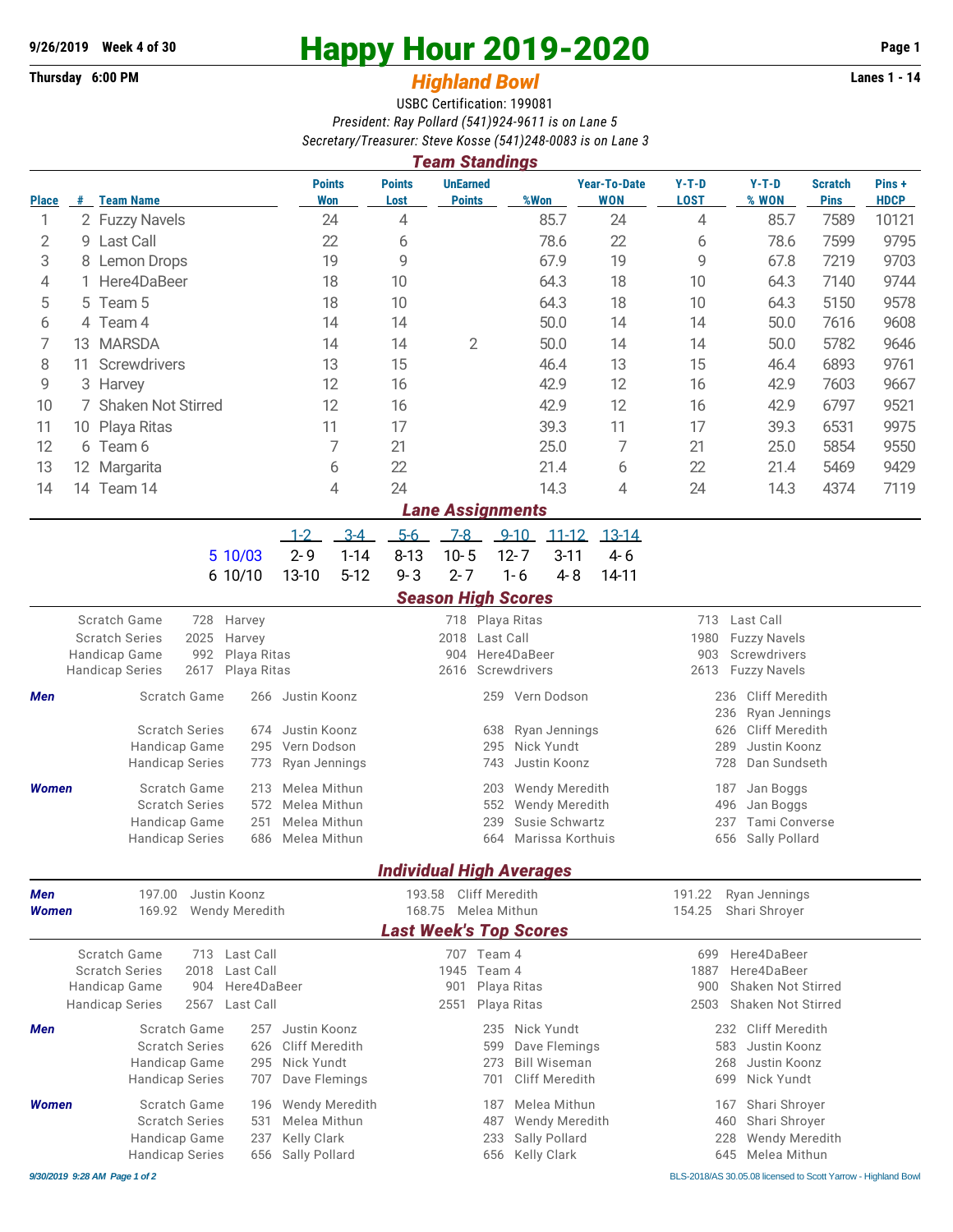**9/26/2019 Week 4 of 30**

**Thursday 6:00 PM**

# Happy Hour 2019-2020

## *Highland Bowl*

**Lanes 1 - 14**

USBC Certification: 199081

*President: Ray Pollard (541)924-9611 is on Lane 5*

*Secretary/Treasurer: Steve Kosse (541)248-0083 is on Lane 3*

### *Team Standings*

| Place | # | Team Name | Points Won | Points Lost | UnEarned Points | %Won | Year-To-Date WON | Y-T-D LOST | Y-T-D % WON | Scratch Pins | Pins + HDCP |
|---|---|---|---|---|---|---|---|---|---|---|---|
| 1 | 2 | Fuzzy Navels | 24 | 4 | | 85.7 | 24 | 4 | 85.7 | 7589 | 10121 |
| 2 | 9 | Last Call | 22 | 6 | | 78.6 | 22 | 6 | 78.6 | 7599 | 9795 |
| 3 | 8 | Lemon Drops | 19 | 9 | | 67.9 | 19 | 9 | 67.8 | 7219 | 9703 |
| 4 | 1 | Here4DaBeer | 18 | 10 | | 64.3 | 18 | 10 | 64.3 | 7140 | 9744 |
| 5 | 5 | Team 5 | 18 | 10 | | 64.3 | 18 | 10 | 64.3 | 5150 | 9578 |
| 6 | 4 | Team 4 | 14 | 14 | | 50.0 | 14 | 14 | 50.0 | 7616 | 9608 |
| 7 | 13 | MARSDA | 14 | 14 | 2 | 50.0 | 14 | 14 | 50.0 | 5782 | 9646 |
| 8 | 11 | Screwdrivers | 13 | 15 | | 46.4 | 13 | 15 | 46.4 | 6893 | 9761 |
| 9 | 3 | Harvey | 12 | 16 | | 42.9 | 12 | 16 | 42.9 | 7603 | 9667 |
| 10 | 7 | Shaken Not Stirred | 12 | 16 | | 42.9 | 12 | 16 | 42.9 | 6797 | 9521 |
| 11 | 10 | Playa Ritas | 11 | 17 | | 39.3 | 11 | 17 | 39.3 | 6531 | 9975 |
| 12 | 6 | Team 6 | 7 | 21 | | 25.0 | 7 | 21 | 25.0 | 5854 | 9550 |
| 13 | 12 | Margarita | 6 | 22 | | 21.4 | 6 | 22 | 21.4 | 5469 | 9429 |
| 14 | 14 | Team 14 | 4 | 24 | | 14.3 | 4 | 24 | 14.3 | 4374 | 7119 |

### *Lane Assignments*

| Week | 1-2 | 3-4 | 5-6 | 7-8 | 9-10 | 11-12 | 13-14 |
|---|---|---|---|---|---|---|---|
| 5 10/03 | 2- 9 | 1-14 | 8-13 | 10- 5 | 12- 7 | 3-11 | 4- 6 |
| 6 10/10 | 13-10 | 5-12 | 9- 3 | 2- 7 | 1- 6 | 4- 8 | 14-11 |

### *Season High Scores*

| | | | | | | |
|---|---|---|---|---|---|---|
| Scratch Game | 728 | Harvey | 718 | Playa Ritas | 713 | Last Call |
| Scratch Series | 2025 | Harvey | 2018 | Last Call | 1980 | Fuzzy Navels |
| Handicap Game | 992 | Playa Ritas | 904 | Here4DaBeer | 903 | Screwdrivers |
| Handicap Series | 2617 | Playa Ritas | 2616 | Screwdrivers | 2613 | Fuzzy Navels |

| | | | | | | | |
|---|---|---|---|---|---|---|---|
| ***Men*** | Scratch Game | 266 | Justin Koonz | 259 | Vern Dodson | 236 | Cliff Meredith |
| | | | | | | 236 | Ryan Jennings |
| | Scratch Series | 674 | Justin Koonz | 638 | Ryan Jennings | 626 | Cliff Meredith |
| | Handicap Game | 295 | Vern Dodson | 295 | Nick Yundt | 289 | Justin Koonz |
| | Handicap Series | 773 | Ryan Jennings | 743 | Justin Koonz | 728 | Dan Sundseth |
| ***Women*** | Scratch Game | 213 | Melea Mithun | 203 | Wendy Meredith | 187 | Jan Boggs |
| | Scratch Series | 572 | Melea Mithun | 552 | Wendy Meredith | 496 | Jan Boggs |
| | Handicap Game | 251 | Melea Mithun | 239 | Susie Schwartz | 237 | Tami Converse |
| | Handicap Series | 686 | Melea Mithun | 664 | Marissa Korthuis | 656 | Sally Pollard |

### *Individual High Averages*

| | | | | | | |
|---|---|---|---|---|---|---|
| ***Men*** | 197.00 | Justin Koonz | 193.58 | Cliff Meredith | 191.22 | Ryan Jennings |
| ***Women*** | 169.92 | Wendy Meredith | 168.75 | Melea Mithun | 154.25 | Shari Shroyer |

### *Last Week's Top Scores*

| | | | | | | |
|---|---|---|---|---|---|---|
| Scratch Game | 713 | Last Call | 707 | Team 4 | 699 | Here4DaBeer |
| Scratch Series | 2018 | Last Call | 1945 | Team 4 | 1887 | Here4DaBeer |
| Handicap Game | 904 | Here4DaBeer | 901 | Playa Ritas | 900 | Shaken Not Stirred |
| Handicap Series | 2567 | Last Call | 2551 | Playa Ritas | 2503 | Shaken Not Stirred |

| | | | | | | | |
|---|---|---|---|---|---|---|---|
| ***Men*** | Scratch Game | 257 | Justin Koonz | 235 | Nick Yundt | 232 | Cliff Meredith |
| | Scratch Series | 626 | Cliff Meredith | 599 | Dave Flemings | 583 | Justin Koonz |
| | Handicap Game | 295 | Nick Yundt | 273 | Bill Wiseman | 268 | Justin Koonz |
| | Handicap Series | 707 | Dave Flemings | 701 | Cliff Meredith | 699 | Nick Yundt |
| ***Women*** | Scratch Game | 196 | Wendy Meredith | 187 | Melea Mithun | 167 | Shari Shroyer |
| | Scratch Series | 531 | Melea Mithun | 487 | Wendy Meredith | 460 | Shari Shroyer |
| | Handicap Game | 237 | Kelly Clark | 233 | Sally Pollard | 228 | Wendy Meredith |
| | Handicap Series | 656 | Sally Pollard | 656 | Kelly Clark | 645 | Melea Mithun |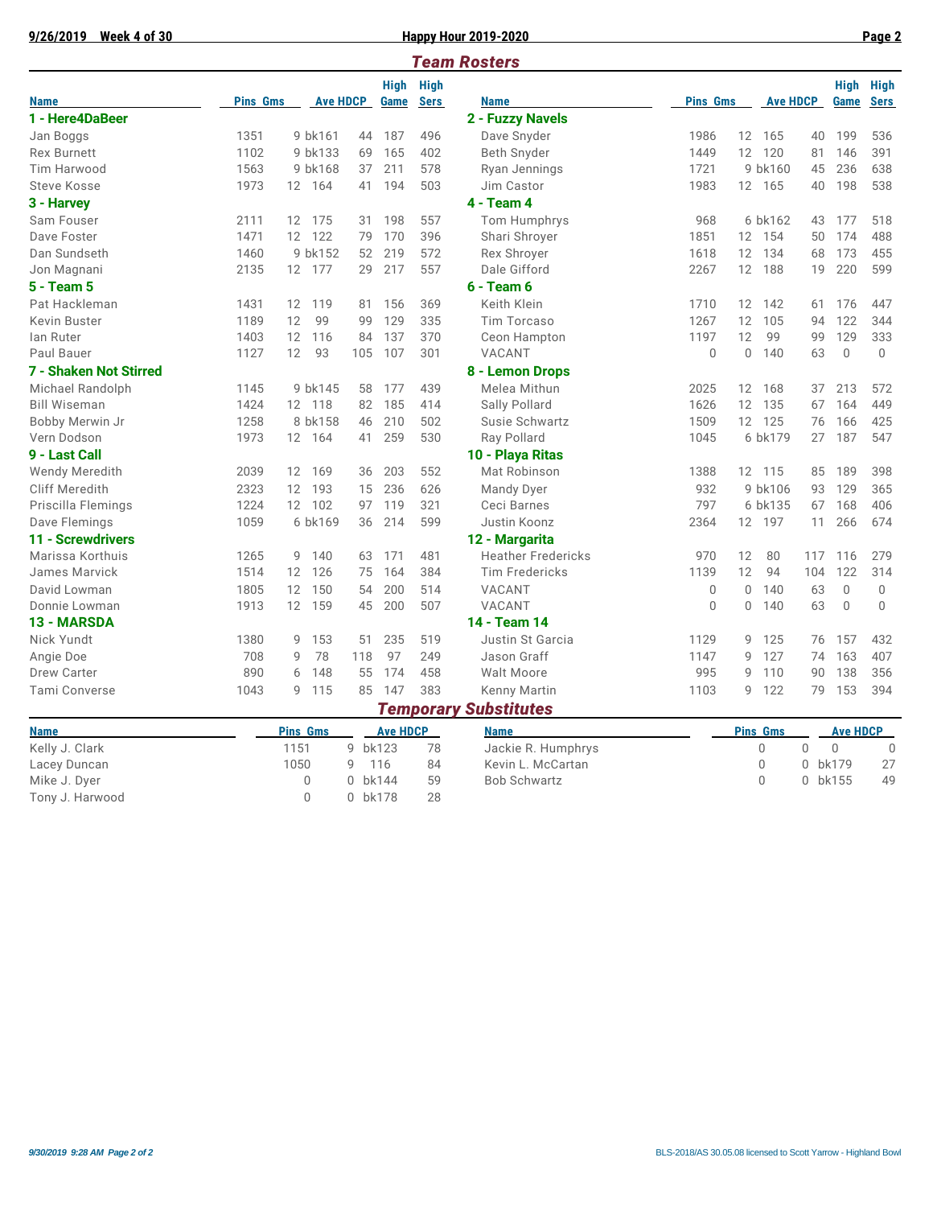## Team Rosters

| Name | Pins | Gms | Ave | HDCP | High Game | High Sers |
|---|---|---|---|---|---|---|
| **1 - Here4DaBeer** | | | | | | |
| Jan Boggs | 1351 | 9 | bk161 | 44 | 187 | 496 |
| Rex Burnett | 1102 | 9 | bk133 | 69 | 165 | 402 |
| Tim Harwood | 1563 | 9 | bk168 | 37 | 211 | 578 |
| Steve Kosse | 1973 | 12 | 164 | 41 | 194 | 503 |
| **3 - Harvey** | | | | | | |
| Sam Fouser | 2111 | 12 | 175 | 31 | 198 | 557 |
| Dave Foster | 1471 | 12 | 122 | 79 | 170 | 396 |
| Dan Sundseth | 1460 | 9 | bk152 | 52 | 219 | 572 |
| Jon Magnani | 2135 | 12 | 177 | 29 | 217 | 557 |
| **5 - Team 5** | | | | | | |
| Pat Hackleman | 1431 | 12 | 119 | 81 | 156 | 369 |
| Kevin Buster | 1189 | 12 | 99 | 99 | 129 | 335 |
| Ian Ruter | 1403 | 12 | 116 | 84 | 137 | 370 |
| Paul Bauer | 1127 | 12 | 93 | 105 | 107 | 301 |
| **7 - Shaken Not Stirred** | | | | | | |
| Michael Randolph | 1145 | 9 | bk145 | 58 | 177 | 439 |
| Bill Wiseman | 1424 | 12 | 118 | 82 | 185 | 414 |
| Bobby Merwin Jr | 1258 | 8 | bk158 | 46 | 210 | 502 |
| Vern Dodson | 1973 | 12 | 164 | 41 | 259 | 530 |
| **9 - Last Call** | | | | | | |
| Wendy Meredith | 2039 | 12 | 169 | 36 | 203 | 552 |
| Cliff Meredith | 2323 | 12 | 193 | 15 | 236 | 626 |
| Priscilla Flemings | 1224 | 12 | 102 | 97 | 119 | 321 |
| Dave Flemings | 1059 | 6 | bk169 | 36 | 214 | 599 |
| **11 - Screwdrivers** | | | | | | |
| Marissa Korthuis | 1265 | 9 | 140 | 63 | 171 | 481 |
| James Marvick | 1514 | 12 | 126 | 75 | 164 | 384 |
| David Lowman | 1805 | 12 | 150 | 54 | 200 | 514 |
| Donnie Lowman | 1913 | 12 | 159 | 45 | 200 | 507 |
| **13 - MARSDA** | | | | | | |
| Nick Yundt | 1380 | 9 | 153 | 51 | 235 | 519 |
| Angie Doe | 708 | 9 | 78 | 118 | 97 | 249 |
| Drew Carter | 890 | 6 | 148 | 55 | 174 | 458 |
| Tami Converse | 1043 | 9 | 115 | 85 | 147 | 383 |

| Name | Pins | Gms | Ave | HDCP | High Game | High Sers |
|---|---|---|---|---|---|---|
| **2 - Fuzzy Navels** | | | | | | |
| Dave Snyder | 1986 | 12 | 165 | 40 | 199 | 536 |
| Beth Snyder | 1449 | 12 | 120 | 81 | 146 | 391 |
| Ryan Jennings | 1721 | 9 | bk160 | 45 | 236 | 638 |
| Jim Castor | 1983 | 12 | 165 | 40 | 198 | 538 |
| **4 - Team 4** | | | | | | |
| Tom Humphrys | 968 | 6 | bk162 | 43 | 177 | 518 |
| Shari Shroyer | 1851 | 12 | 154 | 50 | 174 | 488 |
| Rex Shroyer | 1618 | 12 | 134 | 68 | 173 | 455 |
| Dale Gifford | 2267 | 12 | 188 | 19 | 220 | 599 |
| **6 - Team 6** | | | | | | |
| Keith Klein | 1710 | 12 | 142 | 61 | 176 | 447 |
| Tim Torcaso | 1267 | 12 | 105 | 94 | 122 | 344 |
| Ceon Hampton | 1197 | 12 | 99 | 99 | 129 | 333 |
| VACANT | 0 | 0 | 140 | 63 | 0 | 0 |
| **8 - Lemon Drops** | | | | | | |
| Melea Mithun | 2025 | 12 | 168 | 37 | 213 | 572 |
| Sally Pollard | 1626 | 12 | 135 | 67 | 164 | 449 |
| Susie Schwartz | 1509 | 12 | 125 | 76 | 166 | 425 |
| Ray Pollard | 1045 | 6 | bk179 | 27 | 187 | 547 |
| **10 - Playa Ritas** | | | | | | |
| Mat Robinson | 1388 | 12 | 115 | 85 | 189 | 398 |
| Mandy Dyer | 932 | 9 | bk106 | 93 | 129 | 365 |
| Ceci Barnes | 797 | 6 | bk135 | 67 | 168 | 406 |
| Justin Koonz | 2364 | 12 | 197 | 11 | 266 | 674 |
| **12 - Margarita** | | | | | | |
| Heather Fredericks | 970 | 12 | 80 | 117 | 116 | 279 |
| Tim Fredericks | 1139 | 12 | 94 | 104 | 122 | 314 |
| VACANT | 0 | 0 | 140 | 63 | 0 | 0 |
| VACANT | 0 | 0 | 140 | 63 | 0 | 0 |
| **14 - Team 14** | | | | | | |
| Justin St Garcia | 1129 | 9 | 125 | 76 | 157 | 432 |
| Jason Graff | 1147 | 9 | 127 | 74 | 163 | 407 |
| Walt Moore | 995 | 9 | 110 | 90 | 138 | 356 |
| Kenny Martin | 1103 | 9 | 122 | 79 | 153 | 394 |

## Temporary Substitutes

| Name | Pins | Gms | Ave | HDCP |
|---|---|---|---|---|
| Kelly J. Clark | 1151 | 9 | bk123 | 78 |
| Lacey Duncan | 1050 | 9 | 116 | 84 |
| Mike J. Dyer | 0 | 0 | bk144 | 59 |
| Tony J. Harwood | 0 | 0 | bk178 | 28 |
| Jackie R. Humphrys | 0 | 0 | 0 | 0 |
| Kevin L. McCartan | 0 | 0 | bk179 | 27 |
| Bob Schwartz | 0 | 0 | bk155 | 49 |